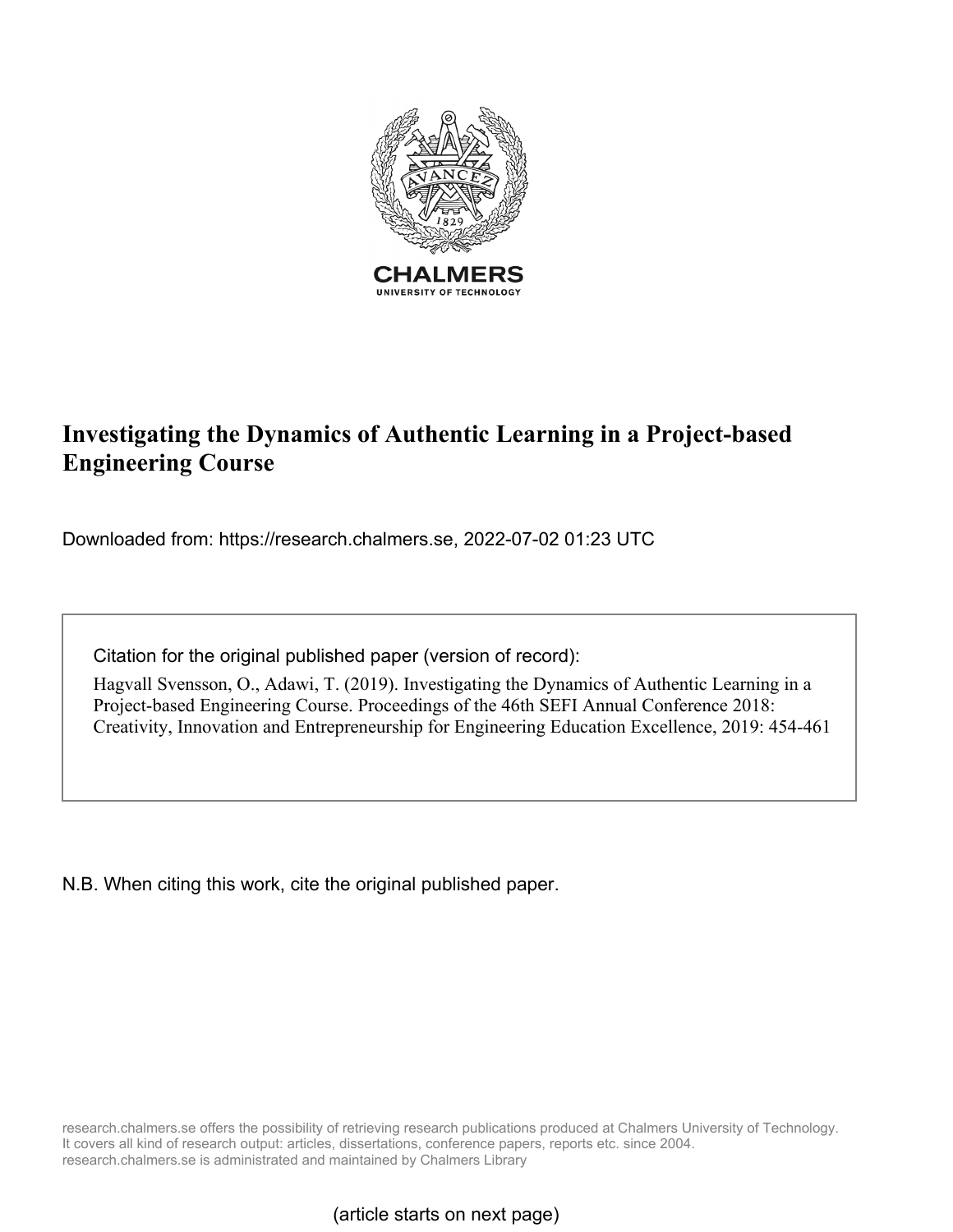# Investigating the Dynamics of Authentic Learning in a Project-based Engineering Course

Downloaded from: https://research.chalmers.se, 2022-07-02 01:23 UTC

Citation for the original published paper (version of record):

Hagvall Svensson, O., Adawi, T. (2019). Investigating the Dynamics of Authentic Learning in a Project-based Engineering Course. Proceedings of the 46th SEFI Annual Conference 2018: Creativity, Innovation and Entrepreneurship for Engineering Education Excellence, 2019: 454-461

N.B. When citing this work, cite the original published paper.

research.chalmers.se offers the possibility of retrieving research publications produced at Chalmers University of Technology. It covers all kind of research output: articles, dissertations, conference papers, reports etc. since 2004. research.chalmers.se is administrated and maintained by Chalmers Library

(article starts on next page)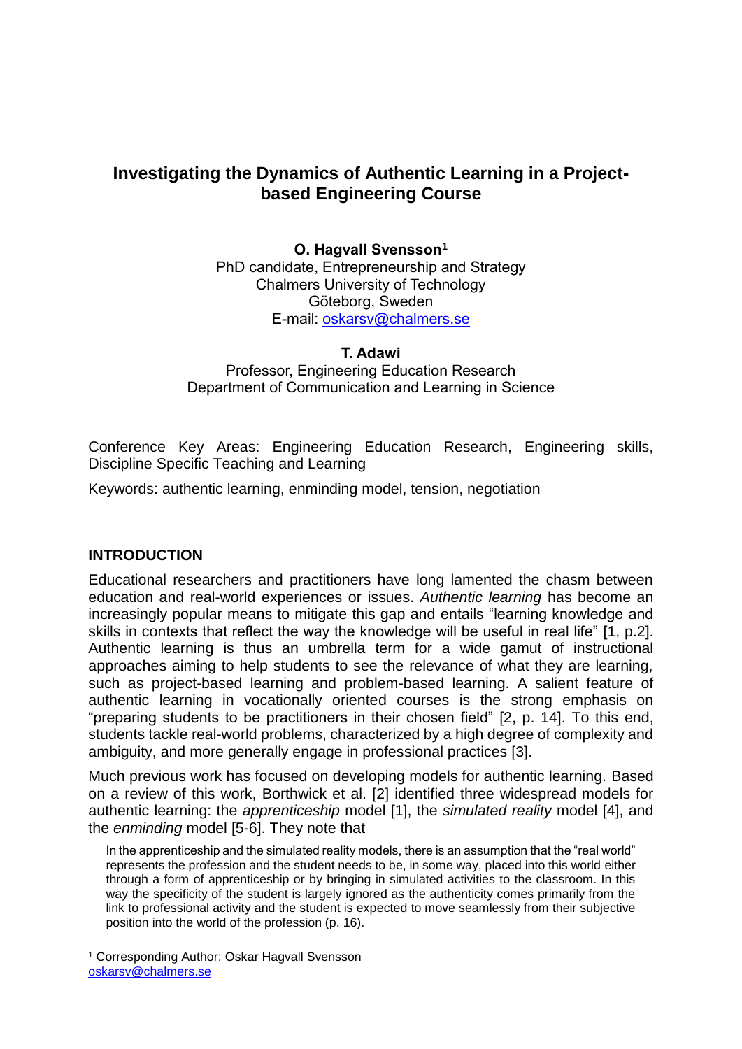# Investigating the Dynamics of Authentic Learning in a Project-based Engineering Course

**O. Hagvall Svensson**[1]
PhD candidate, Entrepreneurship and Strategy
Chalmers University of Technology
Göteborg, Sweden
E-mail: oskarsv@chalmers.se

**T. Adawi**
Professor, Engineering Education Research
Department of Communication and Learning in Science

Conference Key Areas: Engineering Education Research, Engineering skills, Discipline Specific Teaching and Learning

Keywords: authentic learning, enminding model, tension, negotiation

## INTRODUCTION

Educational researchers and practitioners have long lamented the chasm between education and real-world experiences or issues. *Authentic learning* has become an increasingly popular means to mitigate this gap and entails "learning knowledge and skills in contexts that reflect the way the knowledge will be useful in real life" [1, p.2]. Authentic learning is thus an umbrella term for a wide gamut of instructional approaches aiming to help students to see the relevance of what they are learning, such as project-based learning and problem-based learning. A salient feature of authentic learning in vocationally oriented courses is the strong emphasis on "preparing students to be practitioners in their chosen field" [2, p. 14]. To this end, students tackle real-world problems, characterized by a high degree of complexity and ambiguity, and more generally engage in professional practices [3].

Much previous work has focused on developing models for authentic learning. Based on a review of this work, Borthwick et al. [2] identified three widespread models for authentic learning: the *apprenticeship* model [1], the *simulated reality* model [4], and the *enminding* model [5-6]. They note that

> In the apprenticeship and the simulated reality models, there is an assumption that the "real world" represents the profession and the student needs to be, in some way, placed into this world either through a form of apprenticeship or by bringing in simulated activities to the classroom. In this way the specificity of the student is largely ignored as the authenticity comes primarily from the link to professional activity and the student is expected to move seamlessly from their subjective position into the world of the profession (p. 16).

[1] Corresponding Author: Oskar Hagvall Svensson
oskarsv@chalmers.se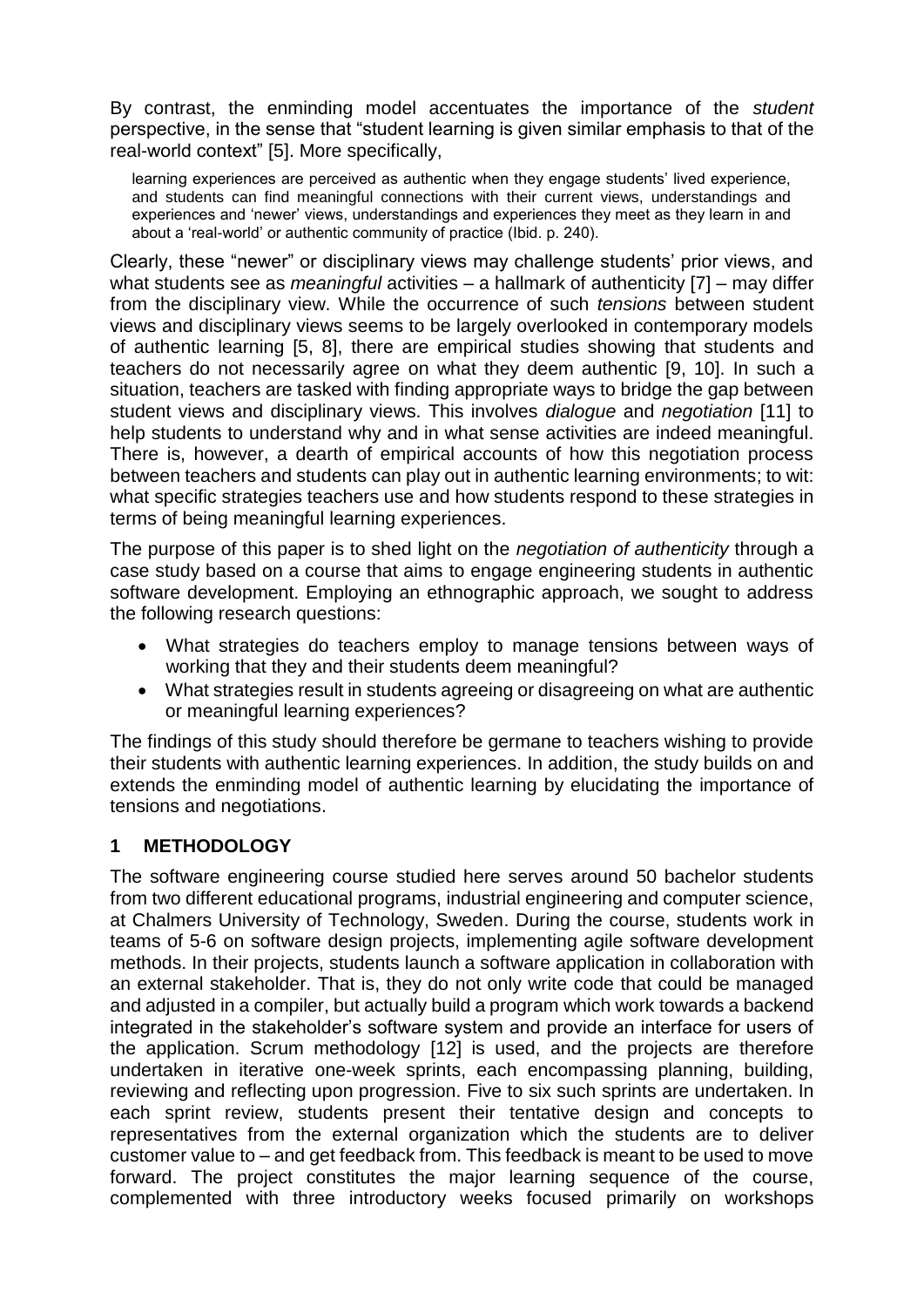By contrast, the enminding model accentuates the importance of the *student* perspective, in the sense that "student learning is given similar emphasis to that of the real-world context" [5]. More specifically,

> learning experiences are perceived as authentic when they engage students' lived experience, and students can find meaningful connections with their current views, understandings and experiences and 'newer' views, understandings and experiences they meet as they learn in and about a 'real-world' or authentic community of practice (Ibid. p. 240).

Clearly, these "newer" or disciplinary views may challenge students' prior views, and what students see as *meaningful* activities – a hallmark of authenticity [7] – may differ from the disciplinary view. While the occurrence of such *tensions* between student views and disciplinary views seems to be largely overlooked in contemporary models of authentic learning [5, 8], there are empirical studies showing that students and teachers do not necessarily agree on what they deem authentic [9, 10]. In such a situation, teachers are tasked with finding appropriate ways to bridge the gap between student views and disciplinary views. This involves *dialogue* and *negotiation* [11] to help students to understand why and in what sense activities are indeed meaningful. There is, however, a dearth of empirical accounts of how this negotiation process between teachers and students can play out in authentic learning environments; to wit: what specific strategies teachers use and how students respond to these strategies in terms of being meaningful learning experiences.

The purpose of this paper is to shed light on the *negotiation of authenticity* through a case study based on a course that aims to engage engineering students in authentic software development. Employing an ethnographic approach, we sought to address the following research questions:

- What strategies do teachers employ to manage tensions between ways of working that they and their students deem meaningful?
- What strategies result in students agreeing or disagreeing on what are authentic or meaningful learning experiences?

The findings of this study should therefore be germane to teachers wishing to provide their students with authentic learning experiences. In addition, the study builds on and extends the enminding model of authentic learning by elucidating the importance of tensions and negotiations.

## 1 METHODOLOGY

The software engineering course studied here serves around 50 bachelor students from two different educational programs, industrial engineering and computer science, at Chalmers University of Technology, Sweden. During the course, students work in teams of 5-6 on software design projects, implementing agile software development methods. In their projects, students launch a software application in collaboration with an external stakeholder. That is, they do not only write code that could be managed and adjusted in a compiler, but actually build a program which work towards a backend integrated in the stakeholder's software system and provide an interface for users of the application. Scrum methodology [12] is used, and the projects are therefore undertaken in iterative one-week sprints, each encompassing planning, building, reviewing and reflecting upon progression. Five to six such sprints are undertaken. In each sprint review, students present their tentative design and concepts to representatives from the external organization which the students are to deliver customer value to – and get feedback from. This feedback is meant to be used to move forward. The project constitutes the major learning sequence of the course, complemented with three introductory weeks focused primarily on workshops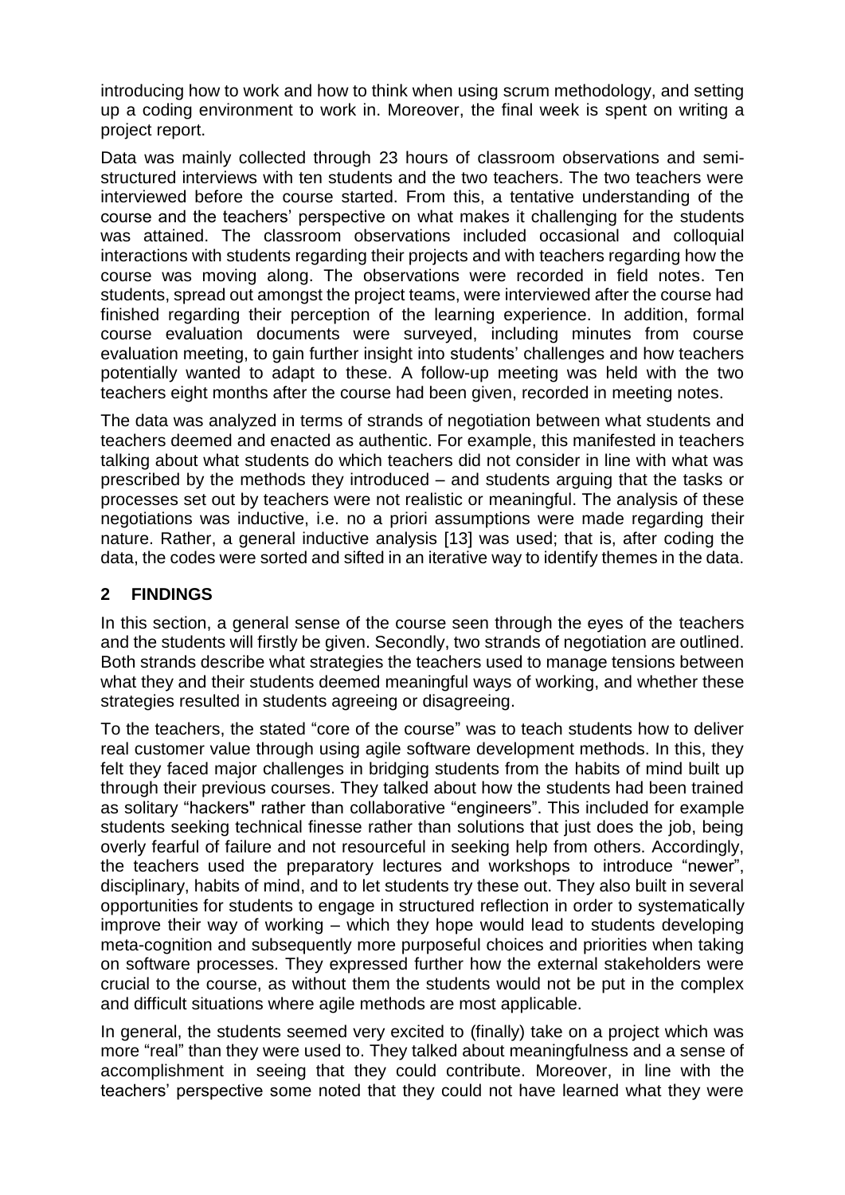introducing how to work and how to think when using scrum methodology, and setting up a coding environment to work in. Moreover, the final week is spent on writing a project report.

Data was mainly collected through 23 hours of classroom observations and semi-structured interviews with ten students and the two teachers. The two teachers were interviewed before the course started. From this, a tentative understanding of the course and the teachers' perspective on what makes it challenging for the students was attained. The classroom observations included occasional and colloquial interactions with students regarding their projects and with teachers regarding how the course was moving along. The observations were recorded in field notes. Ten students, spread out amongst the project teams, were interviewed after the course had finished regarding their perception of the learning experience. In addition, formal course evaluation documents were surveyed, including minutes from course evaluation meeting, to gain further insight into students' challenges and how teachers potentially wanted to adapt to these. A follow-up meeting was held with the two teachers eight months after the course had been given, recorded in meeting notes.

The data was analyzed in terms of strands of negotiation between what students and teachers deemed and enacted as authentic. For example, this manifested in teachers talking about what students do which teachers did not consider in line with what was prescribed by the methods they introduced – and students arguing that the tasks or processes set out by teachers were not realistic or meaningful. The analysis of these negotiations was inductive, i.e. no a priori assumptions were made regarding their nature. Rather, a general inductive analysis [13] was used; that is, after coding the data, the codes were sorted and sifted in an iterative way to identify themes in the data.

## 2 FINDINGS

In this section, a general sense of the course seen through the eyes of the teachers and the students will firstly be given. Secondly, two strands of negotiation are outlined. Both strands describe what strategies the teachers used to manage tensions between what they and their students deemed meaningful ways of working, and whether these strategies resulted in students agreeing or disagreeing.

To the teachers, the stated "core of the course" was to teach students how to deliver real customer value through using agile software development methods. In this, they felt they faced major challenges in bridging students from the habits of mind built up through their previous courses. They talked about how the students had been trained as solitary "hackers" rather than collaborative "engineers". This included for example students seeking technical finesse rather than solutions that just does the job, being overly fearful of failure and not resourceful in seeking help from others. Accordingly, the teachers used the preparatory lectures and workshops to introduce "newer", disciplinary, habits of mind, and to let students try these out. They also built in several opportunities for students to engage in structured reflection in order to systematically improve their way of working – which they hope would lead to students developing meta-cognition and subsequently more purposeful choices and priorities when taking on software processes. They expressed further how the external stakeholders were crucial to the course, as without them the students would not be put in the complex and difficult situations where agile methods are most applicable.

In general, the students seemed very excited to (finally) take on a project which was more "real" than they were used to. They talked about meaningfulness and a sense of accomplishment in seeing that they could contribute. Moreover, in line with the teachers' perspective some noted that they could not have learned what they were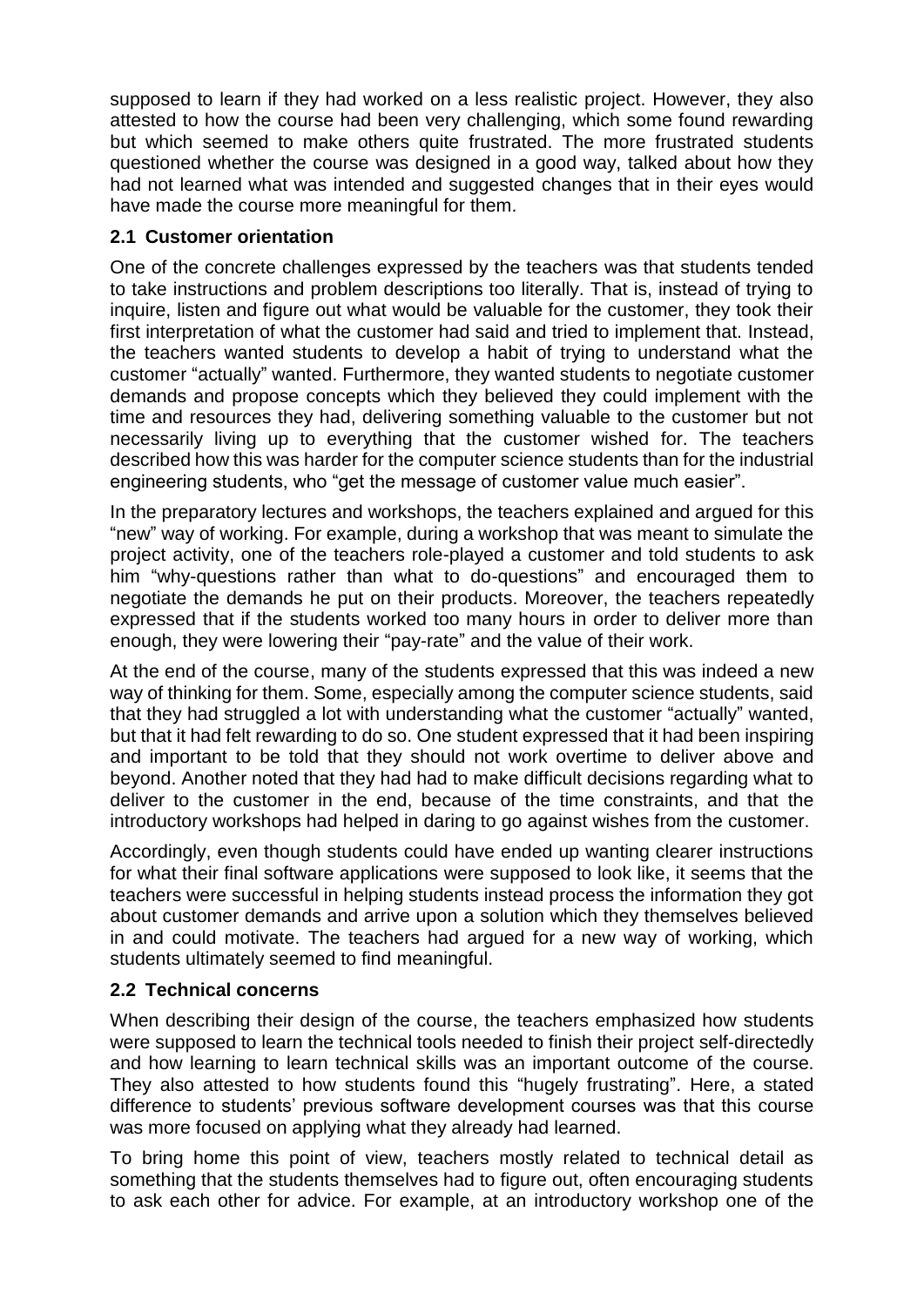supposed to learn if they had worked on a less realistic project. However, they also attested to how the course had been very challenging, which some found rewarding but which seemed to make others quite frustrated. The more frustrated students questioned whether the course was designed in a good way, talked about how they had not learned what was intended and suggested changes that in their eyes would have made the course more meaningful for them.

### 2.1 Customer orientation

One of the concrete challenges expressed by the teachers was that students tended to take instructions and problem descriptions too literally. That is, instead of trying to inquire, listen and figure out what would be valuable for the customer, they took their first interpretation of what the customer had said and tried to implement that. Instead, the teachers wanted students to develop a habit of trying to understand what the customer "actually" wanted. Furthermore, they wanted students to negotiate customer demands and propose concepts which they believed they could implement with the time and resources they had, delivering something valuable to the customer but not necessarily living up to everything that the customer wished for. The teachers described how this was harder for the computer science students than for the industrial engineering students, who "get the message of customer value much easier".

In the preparatory lectures and workshops, the teachers explained and argued for this "new" way of working. For example, during a workshop that was meant to simulate the project activity, one of the teachers role-played a customer and told students to ask him "why-questions rather than what to do-questions" and encouraged them to negotiate the demands he put on their products. Moreover, the teachers repeatedly expressed that if the students worked too many hours in order to deliver more than enough, they were lowering their "pay-rate" and the value of their work.

At the end of the course, many of the students expressed that this was indeed a new way of thinking for them. Some, especially among the computer science students, said that they had struggled a lot with understanding what the customer "actually" wanted, but that it had felt rewarding to do so. One student expressed that it had been inspiring and important to be told that they should not work overtime to deliver above and beyond. Another noted that they had had to make difficult decisions regarding what to deliver to the customer in the end, because of the time constraints, and that the introductory workshops had helped in daring to go against wishes from the customer.

Accordingly, even though students could have ended up wanting clearer instructions for what their final software applications were supposed to look like, it seems that the teachers were successful in helping students instead process the information they got about customer demands and arrive upon a solution which they themselves believed in and could motivate. The teachers had argued for a new way of working, which students ultimately seemed to find meaningful.

### 2.2 Technical concerns

When describing their design of the course, the teachers emphasized how students were supposed to learn the technical tools needed to finish their project self-directedly and how learning to learn technical skills was an important outcome of the course. They also attested to how students found this "hugely frustrating". Here, a stated difference to students' previous software development courses was that this course was more focused on applying what they already had learned.

To bring home this point of view, teachers mostly related to technical detail as something that the students themselves had to figure out, often encouraging students to ask each other for advice. For example, at an introductory workshop one of the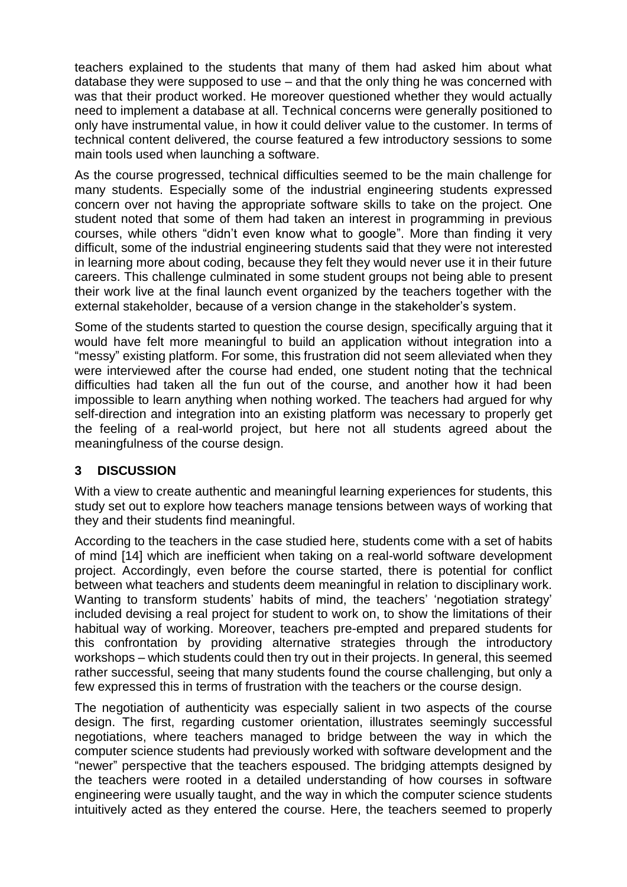teachers explained to the students that many of them had asked him about what database they were supposed to use – and that the only thing he was concerned with was that their product worked. He moreover questioned whether they would actually need to implement a database at all. Technical concerns were generally positioned to only have instrumental value, in how it could deliver value to the customer. In terms of technical content delivered, the course featured a few introductory sessions to some main tools used when launching a software.

As the course progressed, technical difficulties seemed to be the main challenge for many students. Especially some of the industrial engineering students expressed concern over not having the appropriate software skills to take on the project. One student noted that some of them had taken an interest in programming in previous courses, while others "didn't even know what to google". More than finding it very difficult, some of the industrial engineering students said that they were not interested in learning more about coding, because they felt they would never use it in their future careers. This challenge culminated in some student groups not being able to present their work live at the final launch event organized by the teachers together with the external stakeholder, because of a version change in the stakeholder's system.

Some of the students started to question the course design, specifically arguing that it would have felt more meaningful to build an application without integration into a "messy" existing platform. For some, this frustration did not seem alleviated when they were interviewed after the course had ended, one student noting that the technical difficulties had taken all the fun out of the course, and another how it had been impossible to learn anything when nothing worked. The teachers had argued for why self-direction and integration into an existing platform was necessary to properly get the feeling of a real-world project, but here not all students agreed about the meaningfulness of the course design.

## 3 DISCUSSION

With a view to create authentic and meaningful learning experiences for students, this study set out to explore how teachers manage tensions between ways of working that they and their students find meaningful.

According to the teachers in the case studied here, students come with a set of habits of mind [14] which are inefficient when taking on a real-world software development project. Accordingly, even before the course started, there is potential for conflict between what teachers and students deem meaningful in relation to disciplinary work. Wanting to transform students' habits of mind, the teachers' 'negotiation strategy' included devising a real project for student to work on, to show the limitations of their habitual way of working. Moreover, teachers pre-empted and prepared students for this confrontation by providing alternative strategies through the introductory workshops – which students could then try out in their projects. In general, this seemed rather successful, seeing that many students found the course challenging, but only a few expressed this in terms of frustration with the teachers or the course design.

The negotiation of authenticity was especially salient in two aspects of the course design. The first, regarding customer orientation, illustrates seemingly successful negotiations, where teachers managed to bridge between the way in which the computer science students had previously worked with software development and the "newer" perspective that the teachers espoused. The bridging attempts designed by the teachers were rooted in a detailed understanding of how courses in software engineering were usually taught, and the way in which the computer science students intuitively acted as they entered the course. Here, the teachers seemed to properly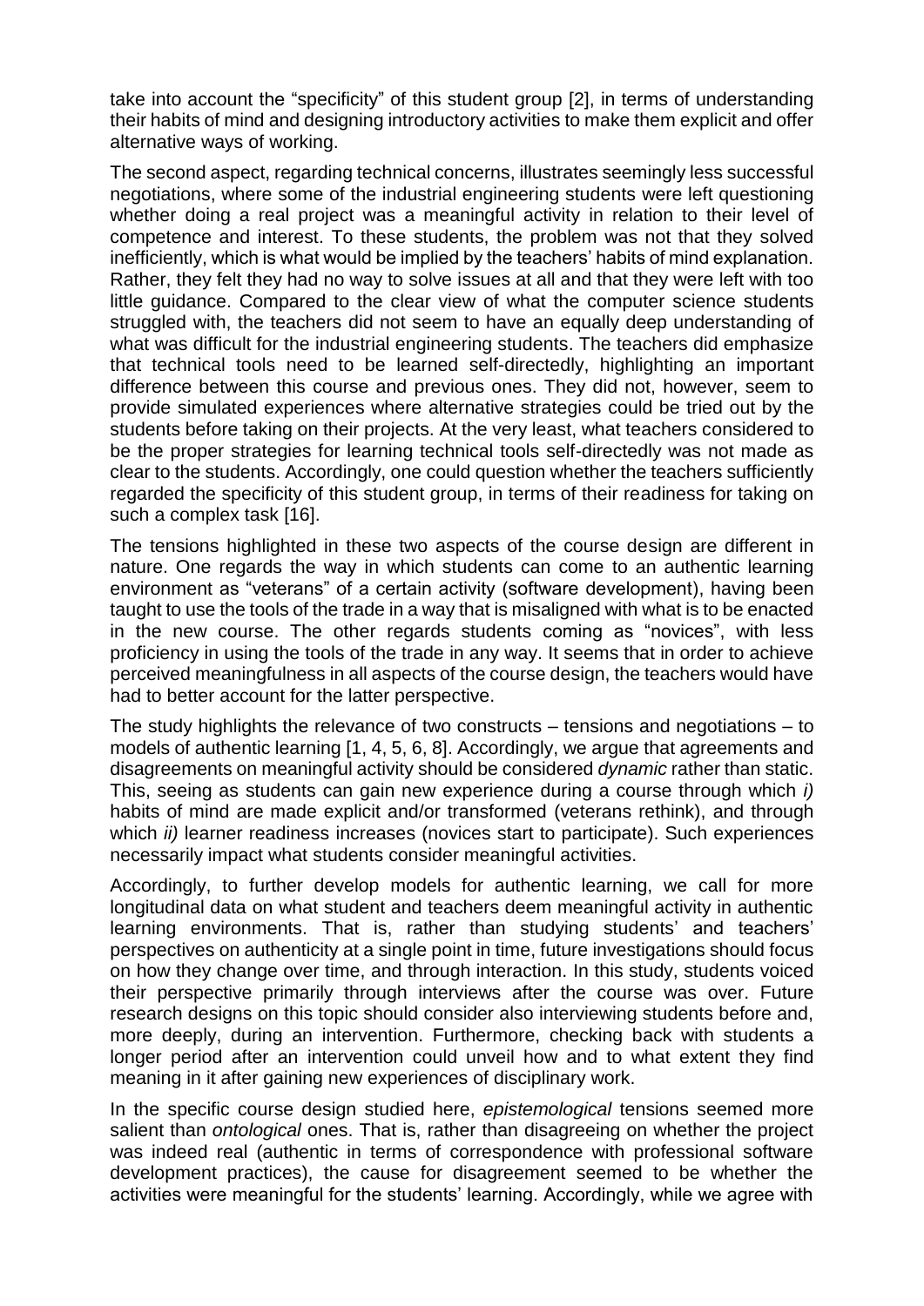take into account the "specificity" of this student group [2], in terms of understanding their habits of mind and designing introductory activities to make them explicit and offer alternative ways of working.

The second aspect, regarding technical concerns, illustrates seemingly less successful negotiations, where some of the industrial engineering students were left questioning whether doing a real project was a meaningful activity in relation to their level of competence and interest. To these students, the problem was not that they solved inefficiently, which is what would be implied by the teachers' habits of mind explanation. Rather, they felt they had no way to solve issues at all and that they were left with too little guidance. Compared to the clear view of what the computer science students struggled with, the teachers did not seem to have an equally deep understanding of what was difficult for the industrial engineering students. The teachers did emphasize that technical tools need to be learned self-directedly, highlighting an important difference between this course and previous ones. They did not, however, seem to provide simulated experiences where alternative strategies could be tried out by the students before taking on their projects. At the very least, what teachers considered to be the proper strategies for learning technical tools self-directedly was not made as clear to the students. Accordingly, one could question whether the teachers sufficiently regarded the specificity of this student group, in terms of their readiness for taking on such a complex task [16].

The tensions highlighted in these two aspects of the course design are different in nature. One regards the way in which students can come to an authentic learning environment as "veterans" of a certain activity (software development), having been taught to use the tools of the trade in a way that is misaligned with what is to be enacted in the new course. The other regards students coming as "novices", with less proficiency in using the tools of the trade in any way. It seems that in order to achieve perceived meaningfulness in all aspects of the course design, the teachers would have had to better account for the latter perspective.

The study highlights the relevance of two constructs – tensions and negotiations – to models of authentic learning [1, 4, 5, 6, 8]. Accordingly, we argue that agreements and disagreements on meaningful activity should be considered *dynamic* rather than static. This, seeing as students can gain new experience during a course through which *i)* habits of mind are made explicit and/or transformed (veterans rethink), and through which *ii)* learner readiness increases (novices start to participate). Such experiences necessarily impact what students consider meaningful activities.

Accordingly, to further develop models for authentic learning, we call for more longitudinal data on what student and teachers deem meaningful activity in authentic learning environments. That is, rather than studying students' and teachers' perspectives on authenticity at a single point in time, future investigations should focus on how they change over time, and through interaction. In this study, students voiced their perspective primarily through interviews after the course was over. Future research designs on this topic should consider also interviewing students before and, more deeply, during an intervention. Furthermore, checking back with students a longer period after an intervention could unveil how and to what extent they find meaning in it after gaining new experiences of disciplinary work.

In the specific course design studied here, *epistemological* tensions seemed more salient than *ontological* ones. That is, rather than disagreeing on whether the project was indeed real (authentic in terms of correspondence with professional software development practices), the cause for disagreement seemed to be whether the activities were meaningful for the students' learning. Accordingly, while we agree with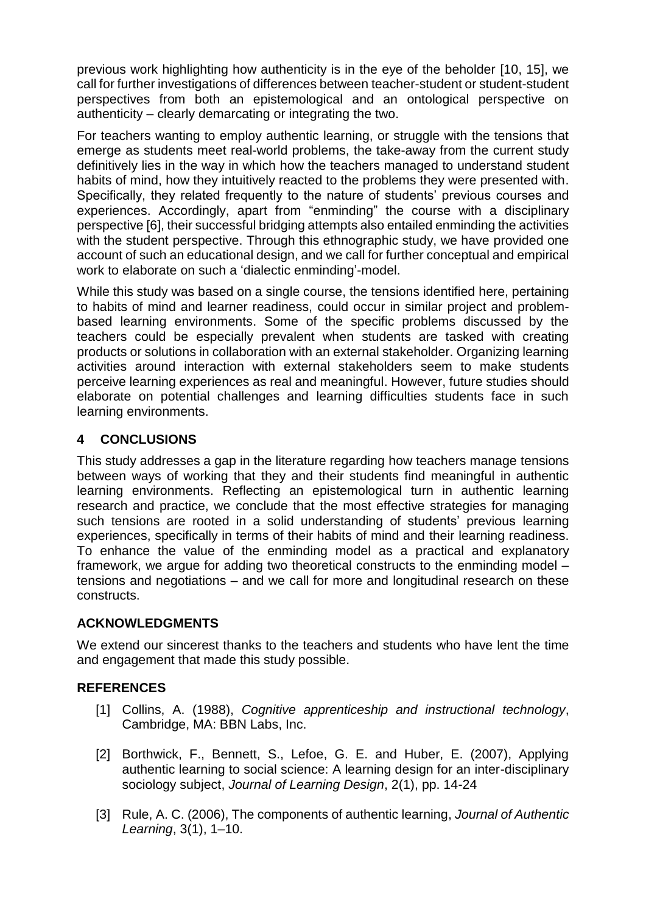previous work highlighting how authenticity is in the eye of the beholder [10, 15], we call for further investigations of differences between teacher-student or student-student perspectives from both an epistemological and an ontological perspective on authenticity – clearly demarcating or integrating the two.

For teachers wanting to employ authentic learning, or struggle with the tensions that emerge as students meet real-world problems, the take-away from the current study definitively lies in the way in which how the teachers managed to understand student habits of mind, how they intuitively reacted to the problems they were presented with. Specifically, they related frequently to the nature of students' previous courses and experiences. Accordingly, apart from "enminding" the course with a disciplinary perspective [6], their successful bridging attempts also entailed enminding the activities with the student perspective. Through this ethnographic study, we have provided one account of such an educational design, and we call for further conceptual and empirical work to elaborate on such a 'dialectic enminding'-model.

While this study was based on a single course, the tensions identified here, pertaining to habits of mind and learner readiness, could occur in similar project and problem-based learning environments. Some of the specific problems discussed by the teachers could be especially prevalent when students are tasked with creating products or solutions in collaboration with an external stakeholder. Organizing learning activities around interaction with external stakeholders seem to make students perceive learning experiences as real and meaningful. However, future studies should elaborate on potential challenges and learning difficulties students face in such learning environments.

## 4 CONCLUSIONS

This study addresses a gap in the literature regarding how teachers manage tensions between ways of working that they and their students find meaningful in authentic learning environments. Reflecting an epistemological turn in authentic learning research and practice, we conclude that the most effective strategies for managing such tensions are rooted in a solid understanding of students' previous learning experiences, specifically in terms of their habits of mind and their learning readiness. To enhance the value of the enminding model as a practical and explanatory framework, we argue for adding two theoretical constructs to the enminding model – tensions and negotiations – and we call for more and longitudinal research on these constructs.

## ACKNOWLEDGMENTS

We extend our sincerest thanks to the teachers and students who have lent the time and engagement that made this study possible.

## REFERENCES

[1] Collins, A. (1988), *Cognitive apprenticeship and instructional technology*, Cambridge, MA: BBN Labs, Inc.

[2] Borthwick, F., Bennett, S., Lefoe, G. E. and Huber, E. (2007), Applying authentic learning to social science: A learning design for an inter-disciplinary sociology subject, *Journal of Learning Design*, 2(1), pp. 14-24

[3] Rule, A. C. (2006), The components of authentic learning, *Journal of Authentic Learning*, 3(1), 1–10.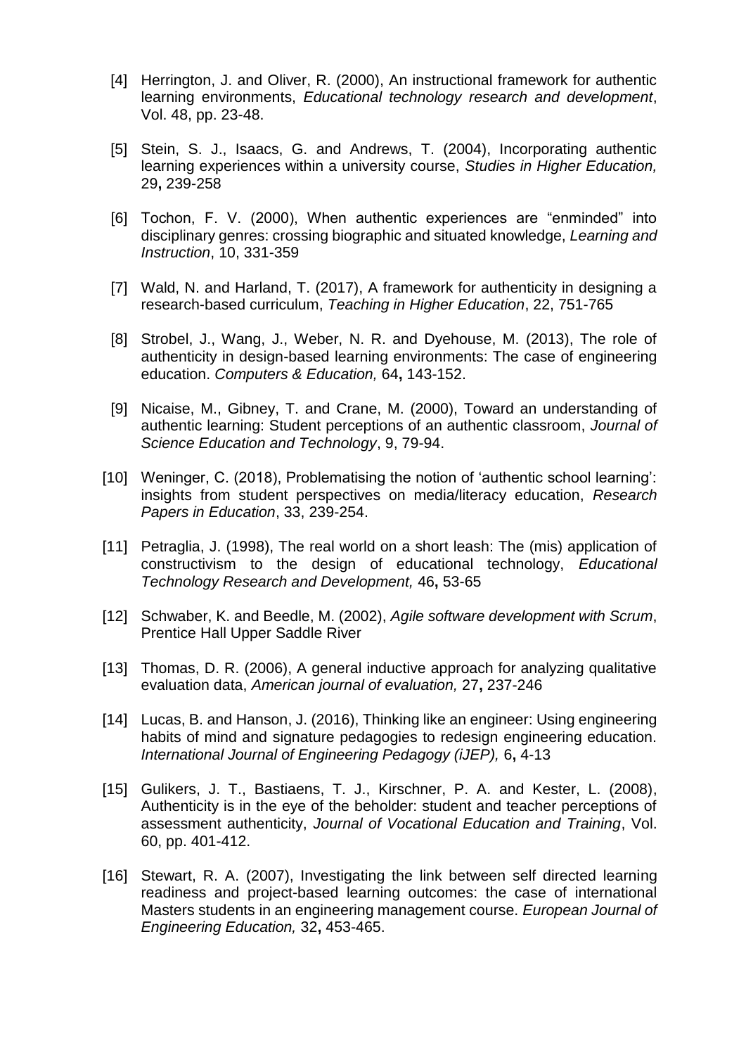[4] Herrington, J. and Oliver, R. (2000), An instructional framework for authentic learning environments, *Educational technology research and development*, Vol. 48, pp. 23-48.

[5] Stein, S. J., Isaacs, G. and Andrews, T. (2004), Incorporating authentic learning experiences within a university course, *Studies in Higher Education,* 29**,** 239-258

[6] Tochon, F. V. (2000), When authentic experiences are "enminded" into disciplinary genres: crossing biographic and situated knowledge, *Learning and Instruction*, 10, 331-359

[7] Wald, N. and Harland, T. (2017), A framework for authenticity in designing a research-based curriculum, *Teaching in Higher Education*, 22, 751-765

[8] Strobel, J., Wang, J., Weber, N. R. and Dyehouse, M. (2013), The role of authenticity in design-based learning environments: The case of engineering education. *Computers & Education,* 64**,** 143-152.

[9] Nicaise, M., Gibney, T. and Crane, M. (2000), Toward an understanding of authentic learning: Student perceptions of an authentic classroom, *Journal of Science Education and Technology*, 9, 79-94.

[10] Weninger, C. (2018), Problematising the notion of 'authentic school learning': insights from student perspectives on media/literacy education, *Research Papers in Education*, 33, 239-254.

[11] Petraglia, J. (1998), The real world on a short leash: The (mis) application of constructivism to the design of educational technology, *Educational Technology Research and Development,* 46**,** 53-65

[12] Schwaber, K. and Beedle, M. (2002), *Agile software development with Scrum*, Prentice Hall Upper Saddle River

[13] Thomas, D. R. (2006), A general inductive approach for analyzing qualitative evaluation data, *American journal of evaluation,* 27**,** 237-246

[14] Lucas, B. and Hanson, J. (2016), Thinking like an engineer: Using engineering habits of mind and signature pedagogies to redesign engineering education. *International Journal of Engineering Pedagogy (iJEP),* 6**,** 4-13

[15] Gulikers, J. T., Bastiaens, T. J., Kirschner, P. A. and Kester, L. (2008), Authenticity is in the eye of the beholder: student and teacher perceptions of assessment authenticity, *Journal of Vocational Education and Training*, Vol. 60, pp. 401-412.

[16] Stewart, R. A. (2007), Investigating the link between self directed learning readiness and project-based learning outcomes: the case of international Masters students in an engineering management course. *European Journal of Engineering Education,* 32**,** 453-465.